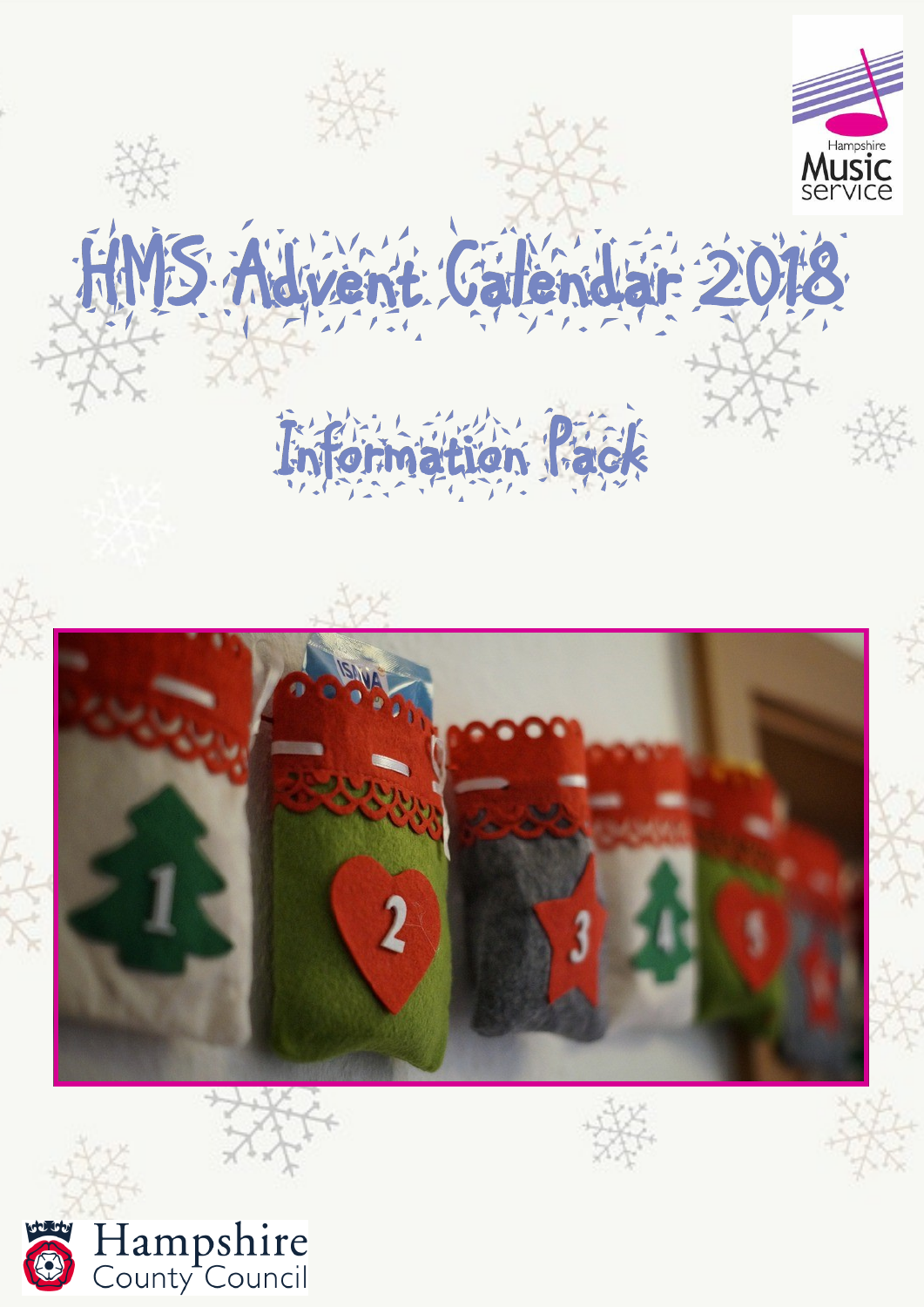# HMS Advent Calendar 2018

## Information Pack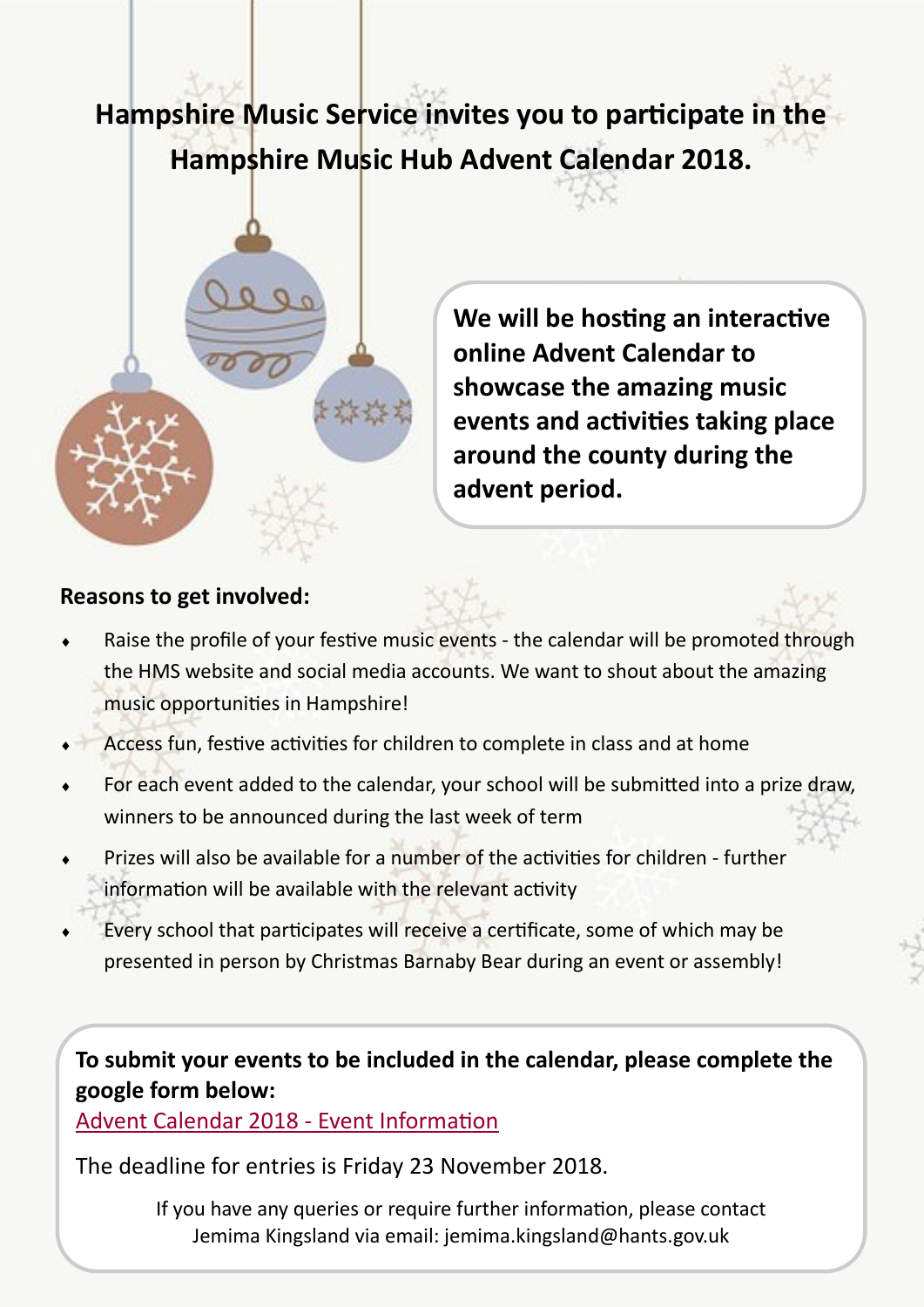**Hampshire Music Service invites you to participate in the Hampshire Music Hub Advent Calendar 2018.**

**We will be hosting an interactive online Advent Calendar to showcase the amazing music events and activities taking place around the county during the advent period.**

**Reasons to get involved:**

- Raise the profile of your festive music events - the calendar will be promoted through the HMS website and social media accounts. We want to shout about the amazing music opportunities in Hampshire!
- Access fun, festive activities for children to complete in class and at home
- For each event added to the calendar, your school will be submitted into a prize draw, winners to be announced during the last week of term
- Prizes will also be available for a number of the activities for children - further information will be available with the relevant activity
- Every school that participates will receive a certificate, some of which may be presented in person by Christmas Barnaby Bear during an event or assembly!

**To submit your events to be included in the calendar, please complete the google form below:**

Advent Calendar 2018 - Event Information

The deadline for entries is Friday 23 November 2018.

If you have any queries or require further information, please contact Jemima Kingsland via email: jemima.kingsland@hants.gov.uk